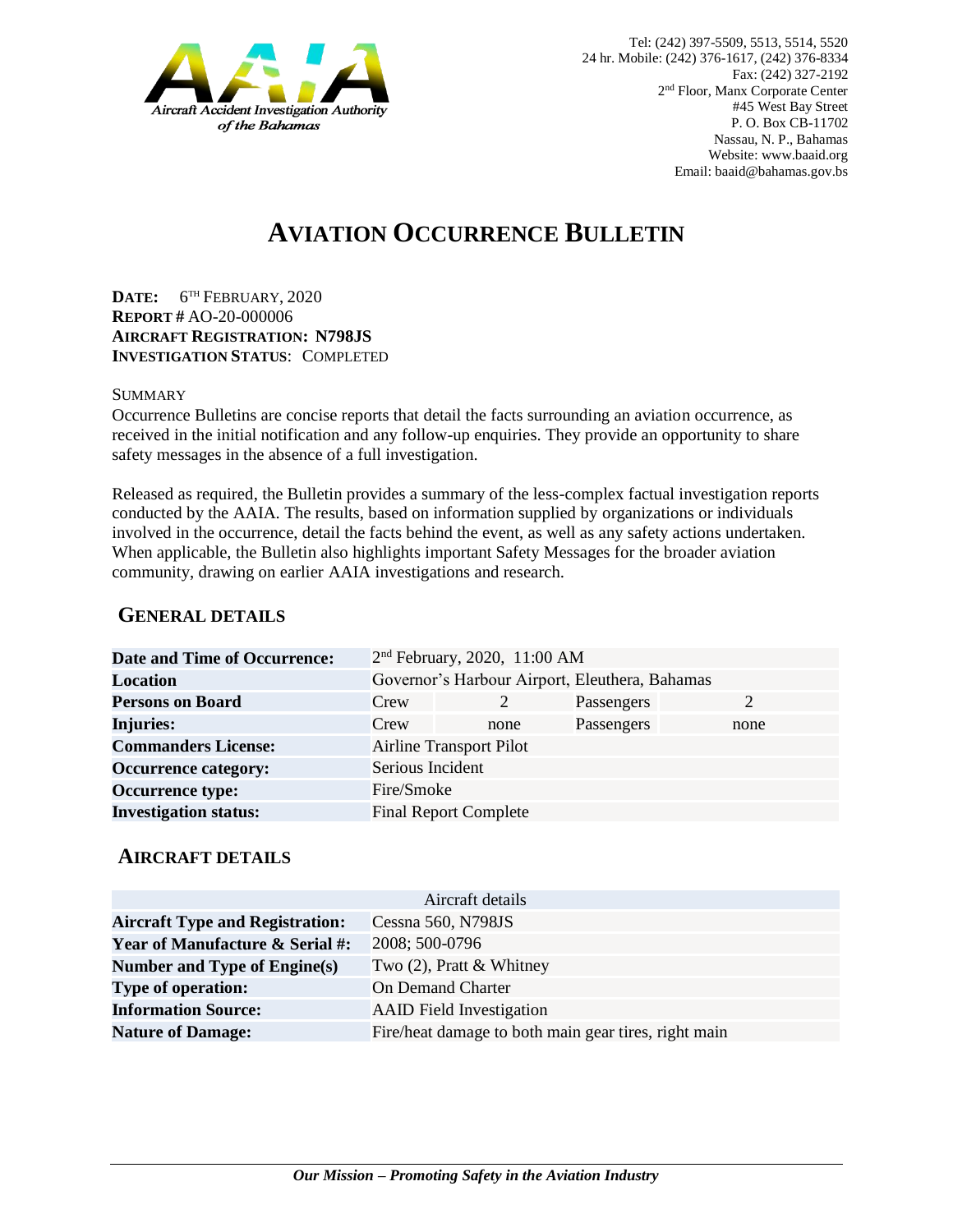Aircraft Accident Investigation Authority of the Bahamas

Tel: (242) 397-5509, 5513, 5514, 5520
24 hr. Mobile: (242) 376-1617, (242) 376-8334
Fax: (242) 327-2192
2nd Floor, Manx Corporate Center
#45 West Bay Street
P. O. Box CB-11702
Nassau, N. P., Bahamas
Website: www.baaid.org
Email: baaid@bahamas.gov.bs

# AVIATION OCCURRENCE BULLETIN

**DATE:** 6TH FEBRUARY, 2020
**REPORT #** AO-20-000006
**AIRCRAFT REGISTRATION: N798JS**
**INVESTIGATION STATUS**: COMPLETED

SUMMARY

Occurrence Bulletins are concise reports that detail the facts surrounding an aviation occurrence, as received in the initial notification and any follow-up enquiries. They provide an opportunity to share safety messages in the absence of a full investigation.

Released as required, the Bulletin provides a summary of the less-complex factual investigation reports conducted by the AAIA. The results, based on information supplied by organizations or individuals involved in the occurrence, detail the facts behind the event, as well as any safety actions undertaken. When applicable, the Bulletin also highlights important Safety Messages for the broader aviation community, drawing on earlier AAIA investigations and research.

## GENERAL DETAILS

| | | | | |
|---|---|---|---|---|
| **Date and Time of Occurrence:** | 2nd February, 2020, 11:00 AM | | | |
| **Location** | Governor's Harbour Airport, Eleuthera, Bahamas | | | |
| **Persons on Board** | Crew | 2 | Passengers | 2 |
| **Injuries:** | Crew | none | Passengers | none |
| **Commanders License:** | Airline Transport Pilot | | | |
| **Occurrence category:** | Serious Incident | | | |
| **Occurrence type:** | Fire/Smoke | | | |
| **Investigation status:** | Final Report Complete | | | |

## AIRCRAFT DETAILS

| Aircraft details | |
|---|---|
| **Aircraft Type and Registration:** | Cessna 560, N798JS |
| **Year of Manufacture & Serial #:** | 2008; 500-0796 |
| **Number and Type of Engine(s)** | Two (2), Pratt & Whitney |
| **Type of operation:** | On Demand Charter |
| **Information Source:** | AAID Field Investigation |
| **Nature of Damage:** | Fire/heat damage to both main gear tires, right main |

*Our Mission – Promoting Safety in the Aviation Industry*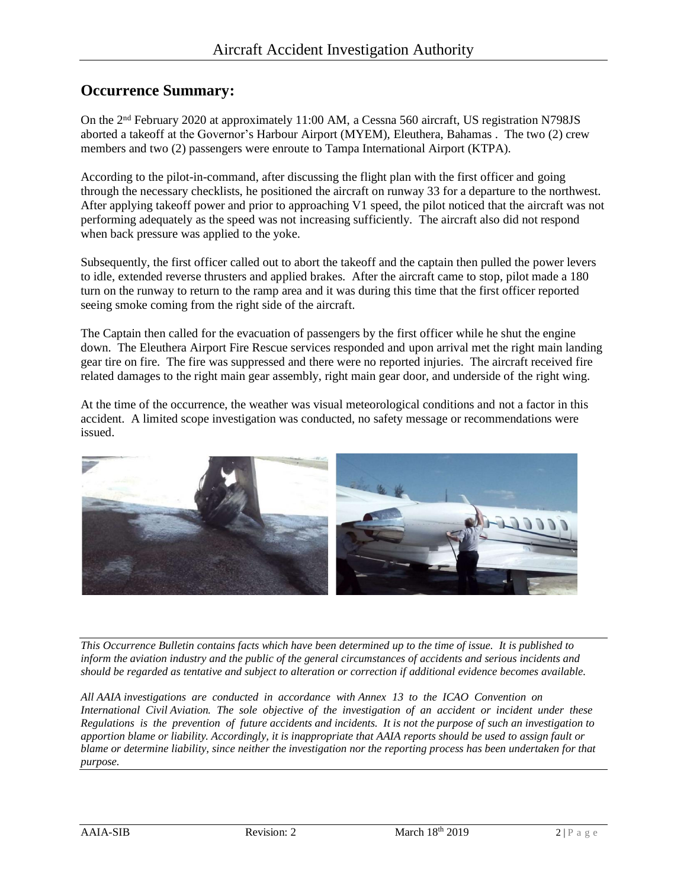## Occurrence Summary:

On the 2nd February 2020 at approximately 11:00 AM, a Cessna 560 aircraft, US registration N798JS aborted a takeoff at the Governor's Harbour Airport (MYEM), Eleuthera, Bahamas . The two (2) crew members and two (2) passengers were enroute to Tampa International Airport (KTPA).

According to the pilot-in-command, after discussing the flight plan with the first officer and going through the necessary checklists, he positioned the aircraft on runway 33 for a departure to the northwest. After applying takeoff power and prior to approaching V1 speed, the pilot noticed that the aircraft was not performing adequately as the speed was not increasing sufficiently. The aircraft also did not respond when back pressure was applied to the yoke.

Subsequently, the first officer called out to abort the takeoff and the captain then pulled the power levers to idle, extended reverse thrusters and applied brakes. After the aircraft came to stop, pilot made a 180 turn on the runway to return to the ramp area and it was during this time that the first officer reported seeing smoke coming from the right side of the aircraft.

The Captain then called for the evacuation of passengers by the first officer while he shut the engine down. The Eleuthera Airport Fire Rescue services responded and upon arrival met the right main landing gear tire on fire. The fire was suppressed and there were no reported injuries. The aircraft received fire related damages to the right main gear assembly, right main gear door, and underside of the right wing.

At the time of the occurrence, the weather was visual meteorological conditions and not a factor in this accident. A limited scope investigation was conducted, no safety message or recommendations were issued.

*This Occurrence Bulletin contains facts which have been determined up to the time of issue. It is published to inform the aviation industry and the public of the general circumstances of accidents and serious incidents and should be regarded as tentative and subject to alteration or correction if additional evidence becomes available.*

*All AAIA investigations are conducted in accordance with Annex 13 to the ICAO Convention on International Civil Aviation. The sole objective of the investigation of an accident or incident under these Regulations is the prevention of future accidents and incidents. It is not the purpose of such an investigation to apportion blame or liability. Accordingly, it is inappropriate that AAIA reports should be used to assign fault or blame or determine liability, since neither the investigation nor the reporting process has been undertaken for that purpose.*